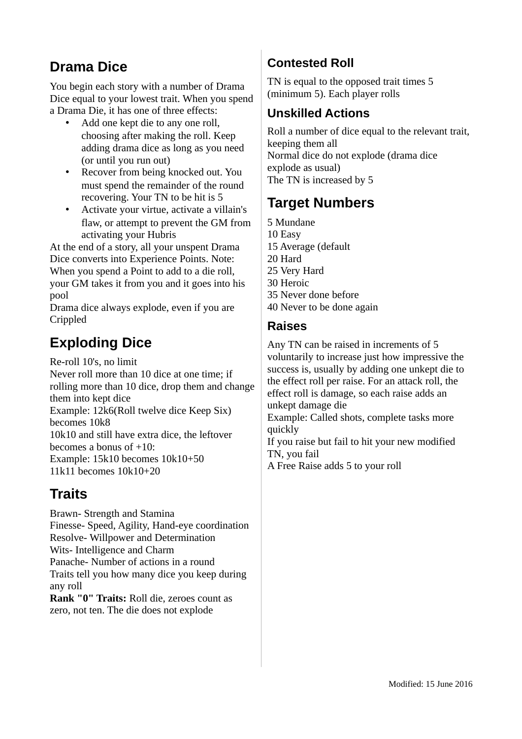## Drama Dice

You begin each story with a number of Drama Dice equal to your lowest trait. When you spend a Drama Die, it has one of three effects:

- Add one kept die to any one roll, choosing after making the roll. Keep adding drama dice as long as you need (or until you run out)
- Recover from being knocked out. You must spend the remainder of the round recovering. Your TN to be hit is 5
- Activate your virtue, activate a villain's flaw, or attempt to prevent the GM from activating your Hubris

At the end of a story, all your unspent Drama Dice converts into Experience Points. Note: When you spend a Point to add to a die roll, your GM takes it from you and it goes into his pool
Drama dice always explode, even if you are Crippled

## Exploding Dice

Re-roll 10's, no limit
Never roll more than 10 dice at one time; if rolling more than 10 dice, drop them and change them into kept dice
Example: 12k6(Roll twelve dice Keep Six) becomes 10k8
10k10 and still have extra dice, the leftover becomes a bonus of +10:
Example: 15k10 becomes 10k10+50
11k11 becomes 10k10+20

## Traits

Brawn- Strength and Stamina
Finesse- Speed, Agility, Hand-eye coordination
Resolve- Willpower and Determination
Wits- Intelligence and Charm
Panache- Number of actions in a round
Traits tell you how many dice you keep during any roll
**Rank "0" Traits:** Roll die, zeroes count as zero, not ten. The die does not explode

### Contested Roll

TN is equal to the opposed trait times 5 (minimum 5). Each player rolls

### Unskilled Actions

Roll a number of dice equal to the relevant trait, keeping them all
Normal dice do not explode (drama dice explode as usual)
The TN is increased by 5

## Target Numbers

5 Mundane
10 Easy
15 Average (default
20 Hard
25 Very Hard
30 Heroic
35 Never done before
40 Never to be done again

### Raises

Any TN can be raised in increments of 5 voluntarily to increase just how impressive the success is, usually by adding one unkept die to the effect roll per raise. For an attack roll, the effect roll is damage, so each raise adds an unkept damage die
Example: Called shots, complete tasks more quickly
If you raise but fail to hit your new modified TN, you fail
A Free Raise adds 5 to your roll

Modified: 15 June 2016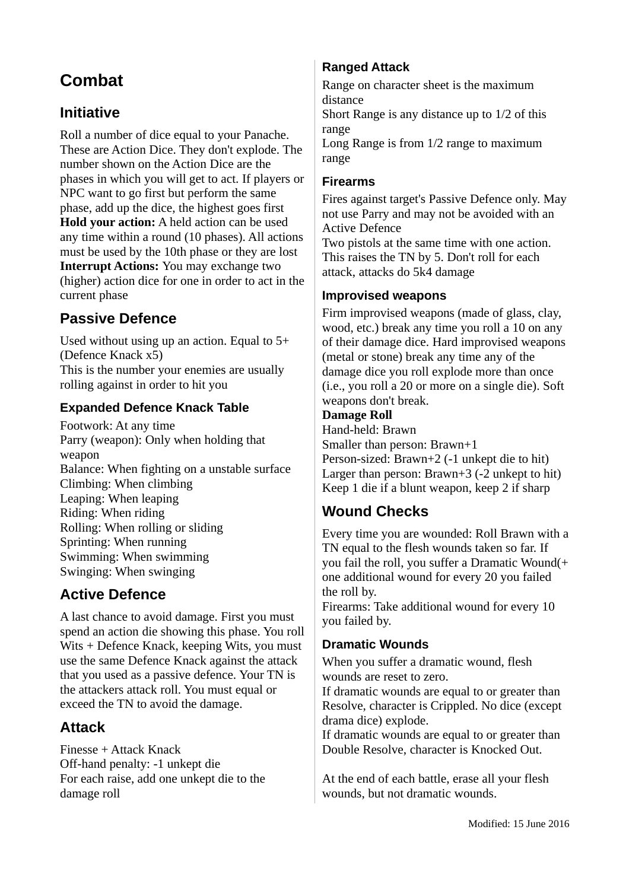# Combat

## Initiative

Roll a number of dice equal to your Panache. These are Action Dice. They don't explode. The number shown on the Action Dice are the phases in which you will get to act. If players or NPC want to go first but perform the same phase, add up the dice, the highest goes first

**Hold your action:** A held action can be used any time within a round (10 phases). All actions must be used by the 10th phase or they are lost

**Interrupt Actions:** You may exchange two (higher) action dice for one in order to act in the current phase

## Passive Defence

Used without using up an action. Equal to 5+ (Defence Knack x5)

This is the number your enemies are usually rolling against in order to hit you

### Expanded Defence Knack Table

Footwork: At any time
Parry (weapon): Only when holding that weapon
Balance: When fighting on a unstable surface
Climbing: When climbing
Leaping: When leaping
Riding: When riding
Rolling: When rolling or sliding
Sprinting: When running
Swimming: When swimming
Swinging: When swinging

## Active Defence

A last chance to avoid damage. First you must spend an action die showing this phase. You roll Wits + Defence Knack, keeping Wits, you must use the same Defence Knack against the attack that you used as a passive defence. Your TN is the attackers attack roll. You must equal or exceed the TN to avoid the damage.

## Attack

Finesse + Attack Knack
Off-hand penalty: -1 unkept die
For each raise, add one unkept die to the damage roll

### Ranged Attack

Range on character sheet is the maximum distance
Short Range is any distance up to 1/2 of this range
Long Range is from 1/2 range to maximum range

### Firearms

Fires against target's Passive Defence only. May not use Parry and may not be avoided with an Active Defence

Two pistols at the same time with one action. This raises the TN by 5. Don't roll for each attack, attacks do 5k4 damage

### Improvised weapons

Firm improvised weapons (made of glass, clay, wood, etc.) break any time you roll a 10 on any of their damage dice. Hard improvised weapons (metal or stone) break any time any of the damage dice you roll explode more than once (i.e., you roll a 20 or more on a single die). Soft weapons don't break.

**Damage Roll**

Hand-held: Brawn
Smaller than person: Brawn+1
Person-sized: Brawn+2 (-1 unkept die to hit)
Larger than person: Brawn+3 (-2 unkept to hit)
Keep 1 die if a blunt weapon, keep 2 if sharp

## Wound Checks

Every time you are wounded: Roll Brawn with a TN equal to the flesh wounds taken so far. If you fail the roll, you suffer a Dramatic Wound(+ one additional wound for every 20 you failed the roll by.

Firearms: Take additional wound for every 10 you failed by.

### Dramatic Wounds

When you suffer a dramatic wound, flesh wounds are reset to zero.

If dramatic wounds are equal to or greater than Resolve, character is Crippled. No dice (except drama dice) explode.

If dramatic wounds are equal to or greater than Double Resolve, character is Knocked Out.

At the end of each battle, erase all your flesh wounds, but not dramatic wounds.

Modified: 15 June 2016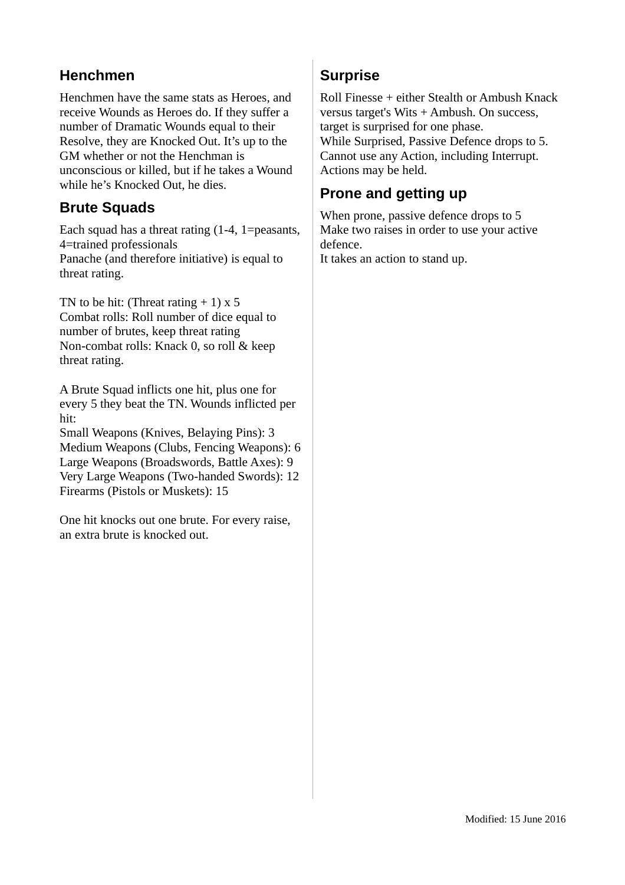## Henchmen

Henchmen have the same stats as Heroes, and receive Wounds as Heroes do. If they suffer a number of Dramatic Wounds equal to their Resolve, they are Knocked Out. It's up to the GM whether or not the Henchman is unconscious or killed, but if he takes a Wound while he's Knocked Out, he dies.

## Brute Squads

Each squad has a threat rating (1-4, 1=peasants, 4=trained professionals
Panache (and therefore initiative) is equal to threat rating.

TN to be hit: (Threat rating + 1) x 5
Combat rolls: Roll number of dice equal to number of brutes, keep threat rating
Non-combat rolls: Knack 0, so roll & keep threat rating.

A Brute Squad inflicts one hit, plus one for every 5 they beat the TN. Wounds inflicted per hit:
Small Weapons (Knives, Belaying Pins): 3
Medium Weapons (Clubs, Fencing Weapons): 6
Large Weapons (Broadswords, Battle Axes): 9
Very Large Weapons (Two-handed Swords): 12
Firearms (Pistols or Muskets): 15

One hit knocks out one brute. For every raise, an extra brute is knocked out.

## Surprise

Roll Finesse + either Stealth or Ambush Knack versus target's Wits + Ambush. On success, target is surprised for one phase.
While Surprised, Passive Defence drops to 5. Cannot use any Action, including Interrupt. Actions may be held.

## Prone and getting up

When prone, passive defence drops to 5
Make two raises in order to use your active defence.
It takes an action to stand up.

Modified: 15 June 2016